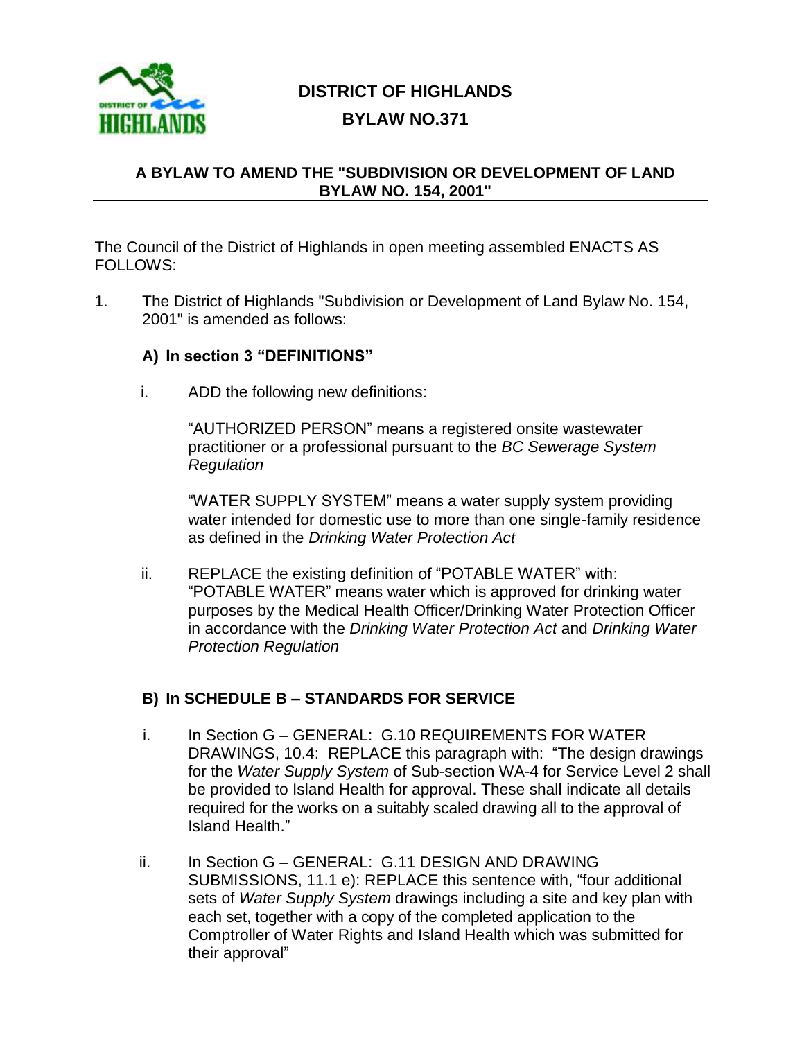# DISTRICT OF HIGHLANDS

## BYLAW NO.371

### A BYLAW TO AMEND THE "SUBDIVISION OR DEVELOPMENT OF LAND BYLAW NO. 154, 2001"

The Council of the District of Highlands in open meeting assembled ENACTS AS FOLLOWS:

1. The District of Highlands "Subdivision or Development of Land Bylaw No. 154, 2001" is amended as follows:

   **A) In section 3 "DEFINITIONS"**

   i. ADD the following new definitions:

      "AUTHORIZED PERSON" means a registered onsite wastewater practitioner or a professional pursuant to the *BC Sewerage System Regulation*

      "WATER SUPPLY SYSTEM" means a water supply system providing water intended for domestic use to more than one single-family residence as defined in the *Drinking Water Protection Act*

   ii. REPLACE the existing definition of "POTABLE WATER" with: "POTABLE WATER" means water which is approved for drinking water purposes by the Medical Health Officer/Drinking Water Protection Officer in accordance with the *Drinking Water Protection Act* and *Drinking Water Protection Regulation*

   **B) In SCHEDULE B – STANDARDS FOR SERVICE**

   i. In Section G – GENERAL: G.10 REQUIREMENTS FOR WATER DRAWINGS, 10.4: REPLACE this paragraph with: "The design drawings for the *Water Supply System* of Sub-section WA-4 for Service Level 2 shall be provided to Island Health for approval. These shall indicate all details required for the works on a suitably scaled drawing all to the approval of Island Health."

   ii. In Section G – GENERAL: G.11 DESIGN AND DRAWING SUBMISSIONS, 11.1 e): REPLACE this sentence with, "four additional sets of *Water Supply System* drawings including a site and key plan with each set, together with a copy of the completed application to the Comptroller of Water Rights and Island Health which was submitted for their approval"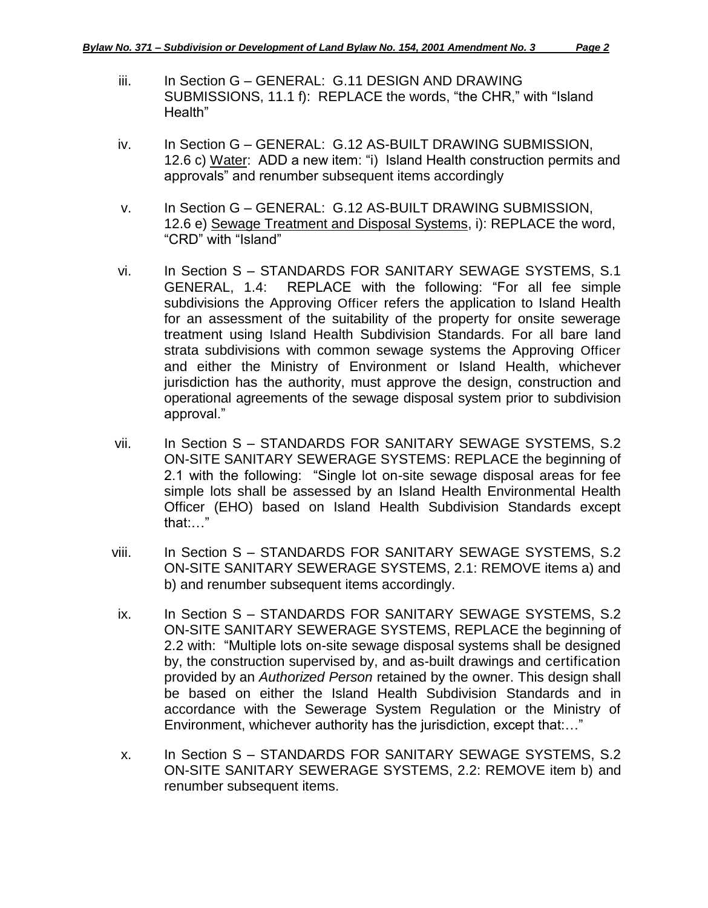iii. In Section G – GENERAL: G.11 DESIGN AND DRAWING SUBMISSIONS, 11.1 f): REPLACE the words, "the CHR," with "Island Health"

iv. In Section G – GENERAL: G.12 AS-BUILT DRAWING SUBMISSION, 12.6 c) Water: ADD a new item: "i) Island Health construction permits and approvals" and renumber subsequent items accordingly

v. In Section G – GENERAL: G.12 AS-BUILT DRAWING SUBMISSION, 12.6 e) Sewage Treatment and Disposal Systems, i): REPLACE the word, "CRD" with "Island"

vi. In Section S – STANDARDS FOR SANITARY SEWAGE SYSTEMS, S.1 GENERAL, 1.4: REPLACE with the following: "For all fee simple subdivisions the Approving Officer refers the application to Island Health for an assessment of the suitability of the property for onsite sewerage treatment using Island Health Subdivision Standards. For all bare land strata subdivisions with common sewage systems the Approving Officer and either the Ministry of Environment or Island Health, whichever jurisdiction has the authority, must approve the design, construction and operational agreements of the sewage disposal system prior to subdivision approval."

vii. In Section S – STANDARDS FOR SANITARY SEWAGE SYSTEMS, S.2 ON-SITE SANITARY SEWERAGE SYSTEMS: REPLACE the beginning of 2.1 with the following: "Single lot on-site sewage disposal areas for fee simple lots shall be assessed by an Island Health Environmental Health Officer (EHO) based on Island Health Subdivision Standards except that:…"

viii. In Section S – STANDARDS FOR SANITARY SEWAGE SYSTEMS, S.2 ON-SITE SANITARY SEWERAGE SYSTEMS, 2.1: REMOVE items a) and b) and renumber subsequent items accordingly.

ix. In Section S – STANDARDS FOR SANITARY SEWAGE SYSTEMS, S.2 ON-SITE SANITARY SEWERAGE SYSTEMS, REPLACE the beginning of 2.2 with: "Multiple lots on-site sewage disposal systems shall be designed by, the construction supervised by, and as-built drawings and certification provided by an *Authorized Person* retained by the owner. This design shall be based on either the Island Health Subdivision Standards and in accordance with the Sewerage System Regulation or the Ministry of Environment, whichever authority has the jurisdiction, except that:…"

x. In Section S – STANDARDS FOR SANITARY SEWAGE SYSTEMS, S.2 ON-SITE SANITARY SEWERAGE SYSTEMS, 2.2: REMOVE item b) and renumber subsequent items.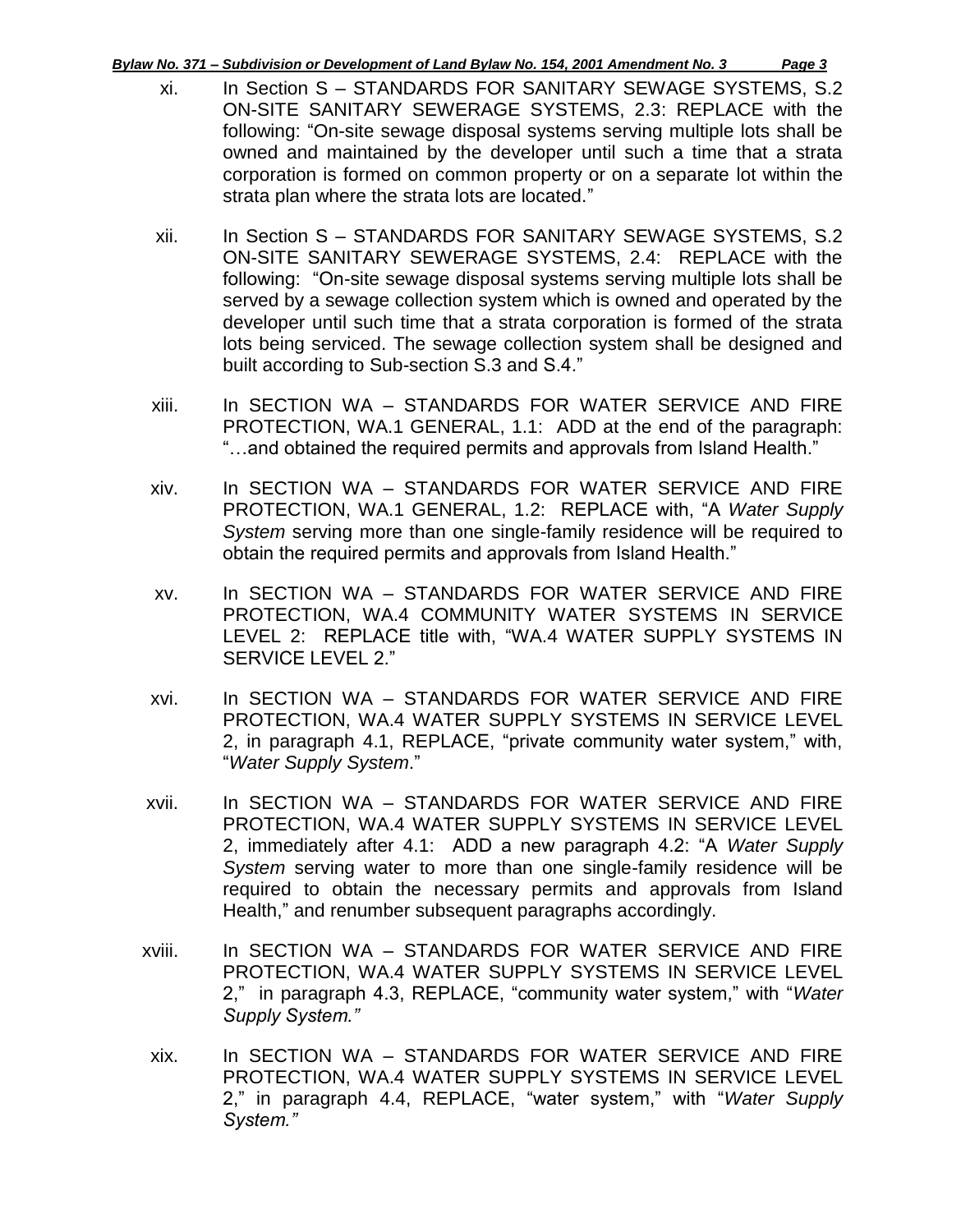xi. In Section S – STANDARDS FOR SANITARY SEWAGE SYSTEMS, S.2 ON-SITE SANITARY SEWERAGE SYSTEMS, 2.3: REPLACE with the following: "On-site sewage disposal systems serving multiple lots shall be owned and maintained by the developer until such a time that a strata corporation is formed on common property or on a separate lot within the strata plan where the strata lots are located."

xii. In Section S – STANDARDS FOR SANITARY SEWAGE SYSTEMS, S.2 ON-SITE SANITARY SEWERAGE SYSTEMS, 2.4: REPLACE with the following: "On-site sewage disposal systems serving multiple lots shall be served by a sewage collection system which is owned and operated by the developer until such time that a strata corporation is formed of the strata lots being serviced. The sewage collection system shall be designed and built according to Sub-section S.3 and S.4."

xiii. In SECTION WA – STANDARDS FOR WATER SERVICE AND FIRE PROTECTION, WA.1 GENERAL, 1.1: ADD at the end of the paragraph: "…and obtained the required permits and approvals from Island Health."

xiv. In SECTION WA – STANDARDS FOR WATER SERVICE AND FIRE PROTECTION, WA.1 GENERAL, 1.2: REPLACE with, "A *Water Supply System* serving more than one single-family residence will be required to obtain the required permits and approvals from Island Health."

xv. In SECTION WA – STANDARDS FOR WATER SERVICE AND FIRE PROTECTION, WA.4 COMMUNITY WATER SYSTEMS IN SERVICE LEVEL 2: REPLACE title with, "WA.4 WATER SUPPLY SYSTEMS IN SERVICE LEVEL 2."

xvi. In SECTION WA – STANDARDS FOR WATER SERVICE AND FIRE PROTECTION, WA.4 WATER SUPPLY SYSTEMS IN SERVICE LEVEL 2, in paragraph 4.1, REPLACE, "private community water system," with, "*Water Supply System*."

xvii. In SECTION WA – STANDARDS FOR WATER SERVICE AND FIRE PROTECTION, WA.4 WATER SUPPLY SYSTEMS IN SERVICE LEVEL 2, immediately after 4.1: ADD a new paragraph 4.2: "A *Water Supply System* serving water to more than one single-family residence will be required to obtain the necessary permits and approvals from Island Health," and renumber subsequent paragraphs accordingly.

xviii. In SECTION WA – STANDARDS FOR WATER SERVICE AND FIRE PROTECTION, WA.4 WATER SUPPLY SYSTEMS IN SERVICE LEVEL 2," in paragraph 4.3, REPLACE, "community water system," with "*Water Supply System.*"

xix. In SECTION WA – STANDARDS FOR WATER SERVICE AND FIRE PROTECTION, WA.4 WATER SUPPLY SYSTEMS IN SERVICE LEVEL 2," in paragraph 4.4, REPLACE, "water system," with "*Water Supply System.*"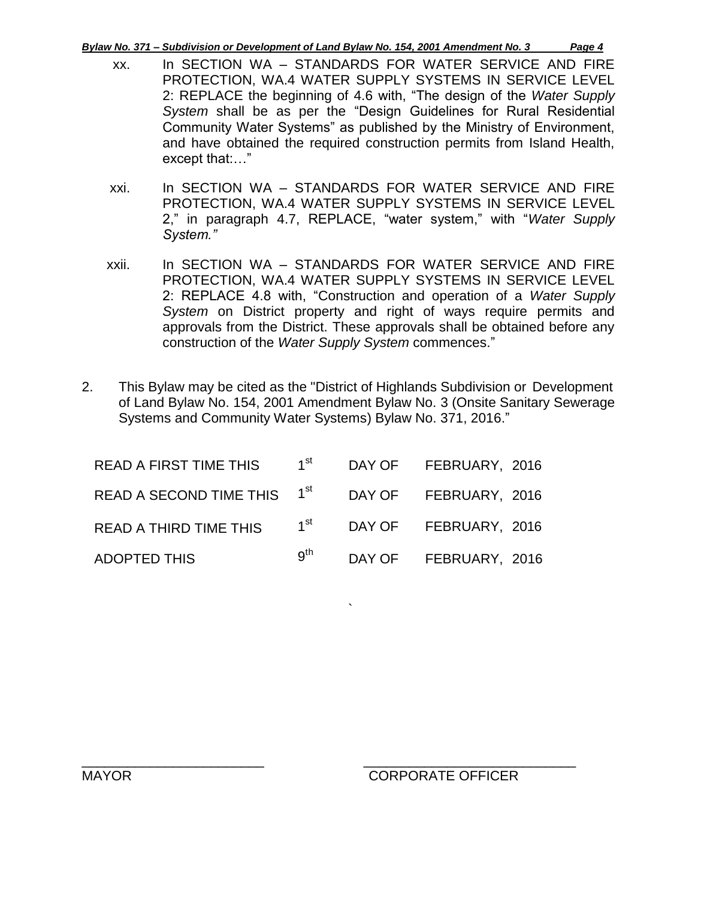xx. In SECTION WA – STANDARDS FOR WATER SERVICE AND FIRE PROTECTION, WA.4 WATER SUPPLY SYSTEMS IN SERVICE LEVEL 2: REPLACE the beginning of 4.6 with, "The design of the *Water Supply System* shall be as per the "Design Guidelines for Rural Residential Community Water Systems" as published by the Ministry of Environment, and have obtained the required construction permits from Island Health, except that:…"

xxi. In SECTION WA – STANDARDS FOR WATER SERVICE AND FIRE PROTECTION, WA.4 WATER SUPPLY SYSTEMS IN SERVICE LEVEL 2," in paragraph 4.7, REPLACE, "water system," with "*Water Supply System.*"

xxii. In SECTION WA – STANDARDS FOR WATER SERVICE AND FIRE PROTECTION, WA.4 WATER SUPPLY SYSTEMS IN SERVICE LEVEL 2: REPLACE 4.8 with, "Construction and operation of a *Water Supply System* on District property and right of ways require permits and approvals from the District. These approvals shall be obtained before any construction of the *Water Supply System* commences."

2. This Bylaw may be cited as the "District of Highlands Subdivision or Development of Land Bylaw No. 154, 2001 Amendment Bylaw No. 3 (Onsite Sanitary Sewerage Systems and Community Water Systems) Bylaw No. 371, 2016."

| | | | |
|---|---|---|---|
| READ A FIRST TIME THIS | 1st | DAY OF | FEBRUARY, 2016 |
| READ A SECOND TIME THIS | 1st | DAY OF | FEBRUARY, 2016 |
| READ A THIRD TIME THIS | 1st | DAY OF | FEBRUARY, 2016 |
| ADOPTED THIS | 9th | DAY OF | FEBRUARY, 2016 |

\_\_\_\_\_\_\_\_\_\_\_\_\_\_\_\_\_\_\_\_\_\_\_\_
MAYOR

\_\_\_\_\_\_\_\_\_\_\_\_\_\_\_\_\_\_\_\_\_\_\_\_
CORPORATE OFFICER